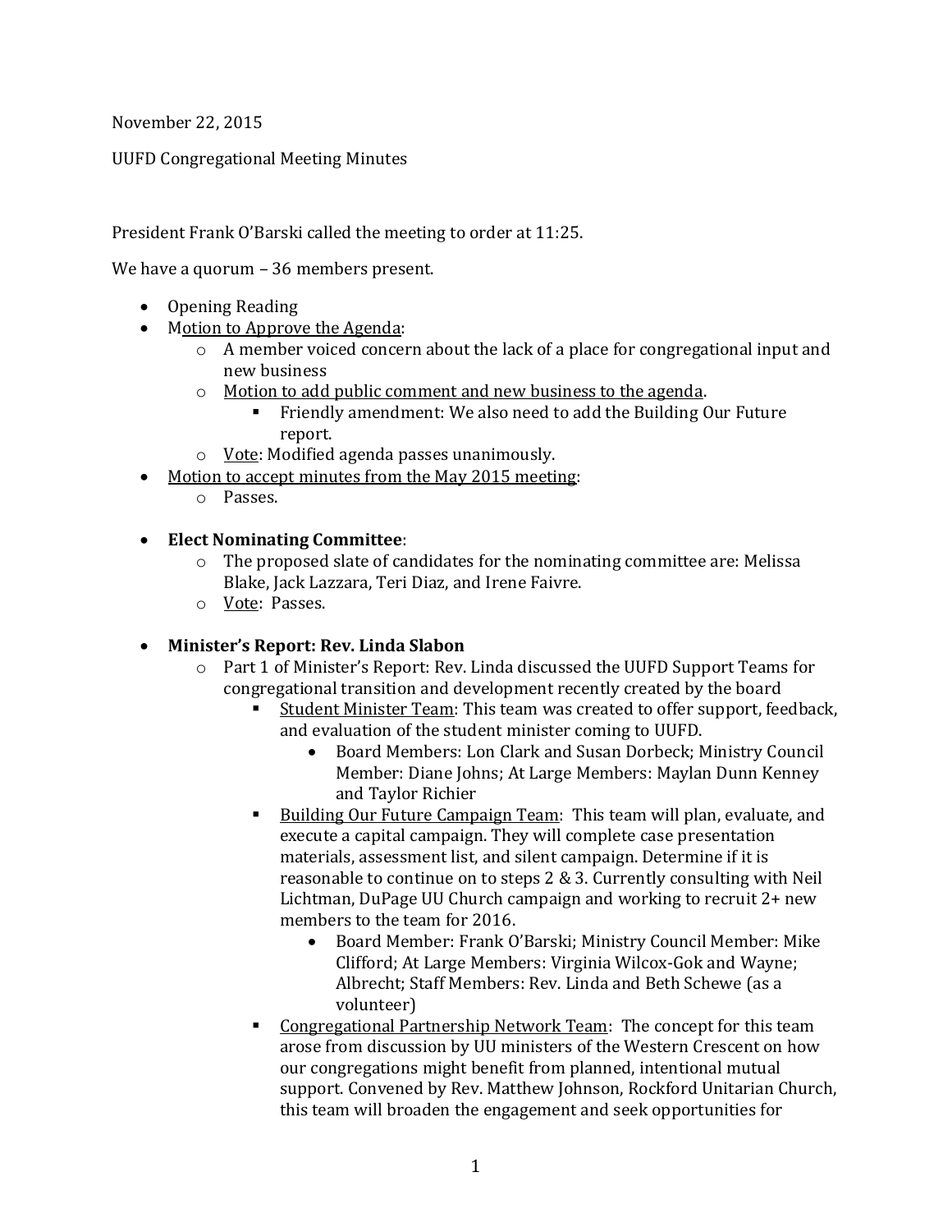November 22, 2015

UUFD Congregational Meeting Minutes

President Frank O'Barski called the meeting to order at 11:25.

We have a quorum – 36 members present.

- Opening Reading
- <u>Motion to Approve the Agenda</u>:
  - A member voiced concern about the lack of a place for congregational input and new business
  - <u>Motion to add public comment and new business to the agenda</u>.
    - Friendly amendment: We also need to add the Building Our Future report.
  - <u>Vote</u>: Modified agenda passes unanimously.
- <u>Motion to accept minutes from the May 2015 meeting</u>:
  - Passes.

- **Elect Nominating Committee**:
  - The proposed slate of candidates for the nominating committee are: Melissa Blake, Jack Lazzara, Teri Diaz, and Irene Faivre.
  - <u>Vote</u>: Passes.

- **Minister's Report: Rev. Linda Slabon**
  - Part 1 of Minister's Report: Rev. Linda discussed the UUFD Support Teams for congregational transition and development recently created by the board
    - <u>Student Minister Team</u>: This team was created to offer support, feedback, and evaluation of the student minister coming to UUFD.
      - Board Members: Lon Clark and Susan Dorbeck; Ministry Council Member: Diane Johns; At Large Members: Maylan Dunn Kenney and Taylor Richier
    - <u>Building Our Future Campaign Team</u>: This team will plan, evaluate, and execute a capital campaign. They will complete case presentation materials, assessment list, and silent campaign. Determine if it is reasonable to continue on to steps 2 & 3. Currently consulting with Neil Lichtman, DuPage UU Church campaign and working to recruit 2+ new members to the team for 2016.
      - Board Member: Frank O'Barski; Ministry Council Member: Mike Clifford; At Large Members: Virginia Wilcox-Gok and Wayne; Albrecht; Staff Members: Rev. Linda and Beth Schewe (as a volunteer)
    - <u>Congregational Partnership Network Team</u>: The concept for this team arose from discussion by UU ministers of the Western Crescent on how our congregations might benefit from planned, intentional mutual support. Convened by Rev. Matthew Johnson, Rockford Unitarian Church, this team will broaden the engagement and seek opportunities for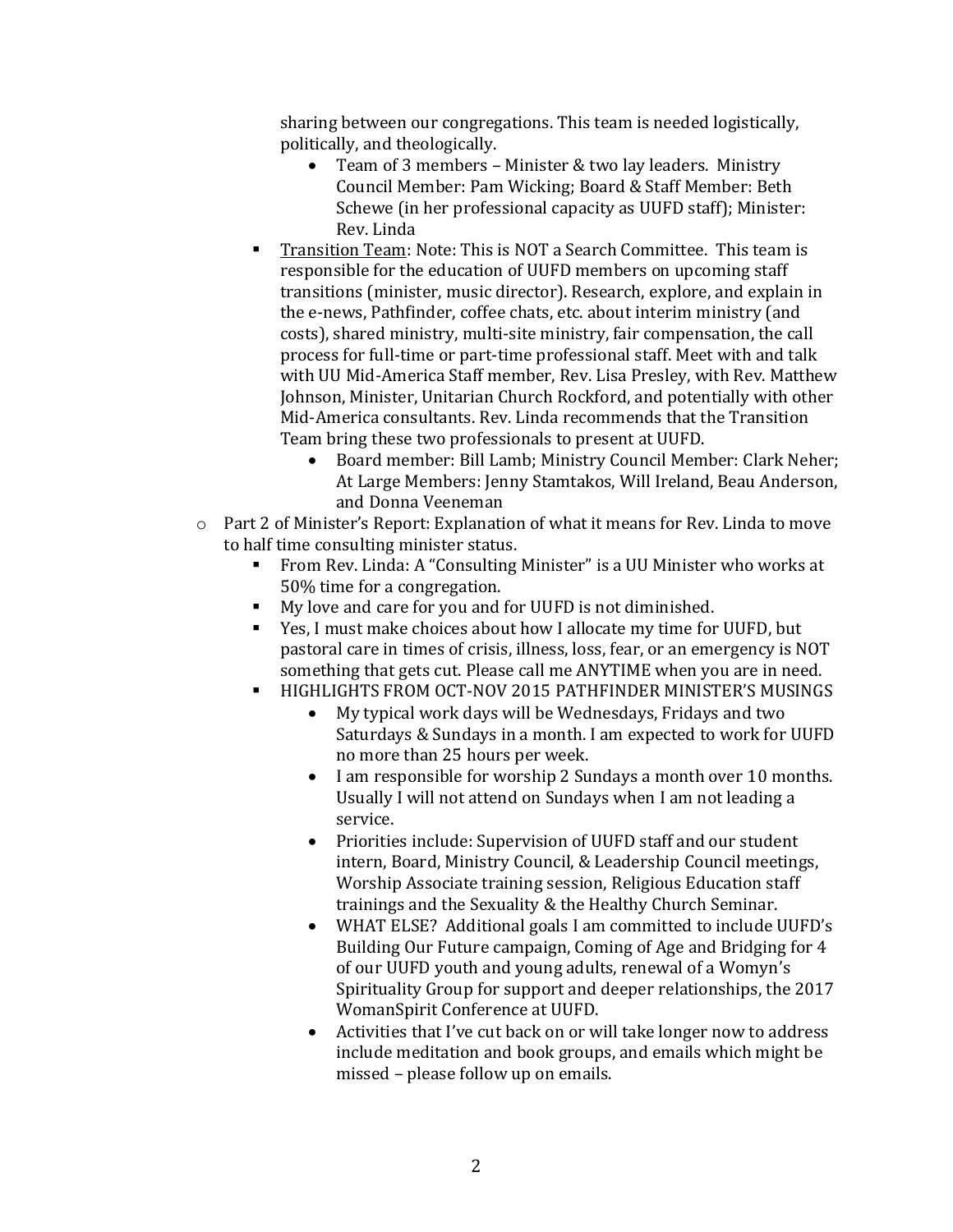sharing between our congregations. This team is needed logistically, politically, and theologically.

            - Team of 3 members – Minister & two lay leaders. Ministry Council Member: Pam Wicking; Board & Staff Member: Beth Schewe (in her professional capacity as UUFD staff); Minister: Rev. Linda

        - Transition Team: Note: This is NOT a Search Committee. This team is responsible for the education of UUFD members on upcoming staff transitions (minister, music director). Research, explore, and explain in the e-news, Pathfinder, coffee chats, etc. about interim ministry (and costs), shared ministry, multi-site ministry, fair compensation, the call process for full-time or part-time professional staff. Meet with and talk with UU Mid-America Staff member, Rev. Lisa Presley, with Rev. Matthew Johnson, Minister, Unitarian Church Rockford, and potentially with other Mid-America consultants. Rev. Linda recommends that the Transition Team bring these two professionals to present at UUFD.
            - Board member: Bill Lamb; Ministry Council Member: Clark Neher; At Large Members: Jenny Stamtakos, Will Ireland, Beau Anderson, and Donna Veeneman

    - Part 2 of Minister's Report: Explanation of what it means for Rev. Linda to move to half time consulting minister status.
        - From Rev. Linda: A "Consulting Minister" is a UU Minister who works at 50% time for a congregation.
        - My love and care for you and for UUFD is not diminished.
        - Yes, I must make choices about how I allocate my time for UUFD, but pastoral care in times of crisis, illness, loss, fear, or an emergency is NOT something that gets cut. Please call me ANYTIME when you are in need.
        - HIGHLIGHTS FROM OCT-NOV 2015 PATHFINDER MINISTER'S MUSINGS
            - My typical work days will be Wednesdays, Fridays and two Saturdays & Sundays in a month. I am expected to work for UUFD no more than 25 hours per week.
            - I am responsible for worship 2 Sundays a month over 10 months. Usually I will not attend on Sundays when I am not leading a service.
            - Priorities include: Supervision of UUFD staff and our student intern, Board, Ministry Council, & Leadership Council meetings, Worship Associate training session, Religious Education staff trainings and the Sexuality & the Healthy Church Seminar.
            - WHAT ELSE? Additional goals I am committed to include UUFD's Building Our Future campaign, Coming of Age and Bridging for 4 of our UUFD youth and young adults, renewal of a Womyn's Spirituality Group for support and deeper relationships, the 2017 WomanSpirit Conference at UUFD.
            - Activities that I've cut back on or will take longer now to address include meditation and book groups, and emails which might be missed – please follow up on emails.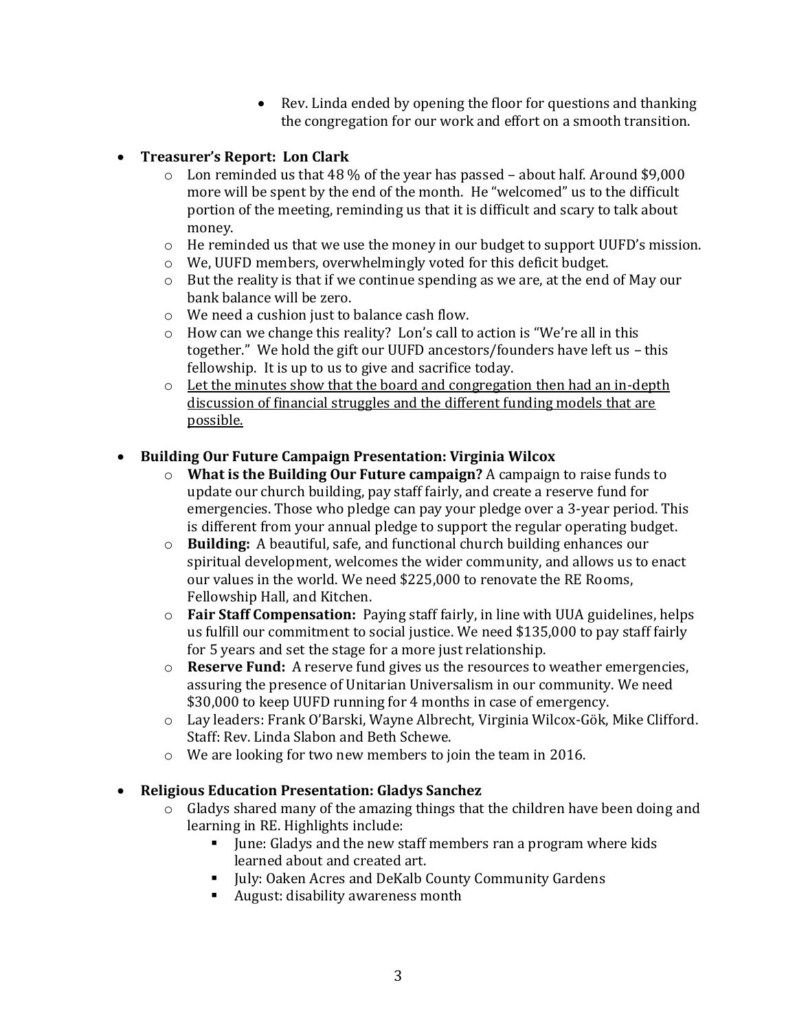- Rev. Linda ended by opening the floor for questions and thanking the congregation for our work and effort on a smooth transition.

- **Treasurer's Report: Lon Clark**
  - Lon reminded us that 48 % of the year has passed – about half. Around $9,000 more will be spent by the end of the month. He "welcomed" us to the difficult portion of the meeting, reminding us that it is difficult and scary to talk about money.
  - He reminded us that we use the money in our budget to support UUFD's mission.
  - We, UUFD members, overwhelmingly voted for this deficit budget.
  - But the reality is that if we continue spending as we are, at the end of May our bank balance will be zero.
  - We need a cushion just to balance cash flow.
  - How can we change this reality? Lon's call to action is "We're all in this together." We hold the gift our UUFD ancestors/founders have left us – this fellowship. It is up to us to give and sacrifice today.
  - <u>Let the minutes show that the board and congregation then had an in-depth discussion of financial struggles and the different funding models that are possible.</u>

- **Building Our Future Campaign Presentation: Virginia Wilcox**
  - **What is the Building Our Future campaign?** A campaign to raise funds to update our church building, pay staff fairly, and create a reserve fund for emergencies. Those who pledge can pay your pledge over a 3-year period. This is different from your annual pledge to support the regular operating budget.
  - **Building:** A beautiful, safe, and functional church building enhances our spiritual development, welcomes the wider community, and allows us to enact our values in the world. We need $225,000 to renovate the RE Rooms, Fellowship Hall, and Kitchen.
  - **Fair Staff Compensation:** Paying staff fairly, in line with UUA guidelines, helps us fulfill our commitment to social justice. We need $135,000 to pay staff fairly for 5 years and set the stage for a more just relationship.
  - **Reserve Fund:** A reserve fund gives us the resources to weather emergencies, assuring the presence of Unitarian Universalism in our community. We need $30,000 to keep UUFD running for 4 months in case of emergency.
  - Lay leaders: Frank O'Barski, Wayne Albrecht, Virginia Wilcox-Gök, Mike Clifford. Staff: Rev. Linda Slabon and Beth Schewe.
  - We are looking for two new members to join the team in 2016.

- **Religious Education Presentation: Gladys Sanchez**
  - Gladys shared many of the amazing things that the children have been doing and learning in RE. Highlights include:
    - June: Gladys and the new staff members ran a program where kids learned about and created art.
    - July: Oaken Acres and DeKalb County Community Gardens
    - August: disability awareness month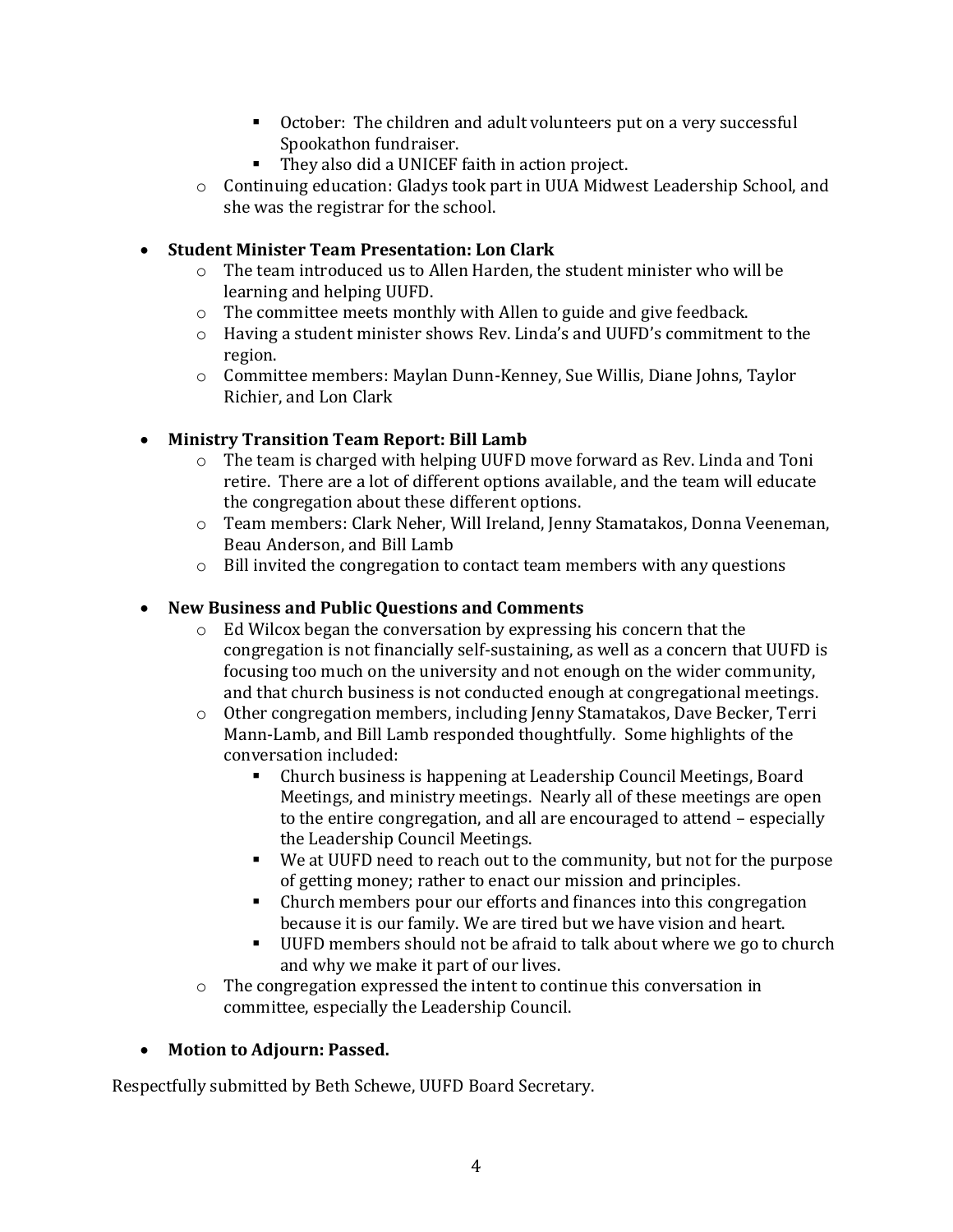- October: The children and adult volunteers put on a very successful Spookathon fundraiser.
    - They also did a UNICEF faith in action project.
  - Continuing education: Gladys took part in UUA Midwest Leadership School, and she was the registrar for the school.

- **Student Minister Team Presentation: Lon Clark**
  - The team introduced us to Allen Harden, the student minister who will be learning and helping UUFD.
  - The committee meets monthly with Allen to guide and give feedback.
  - Having a student minister shows Rev. Linda's and UUFD's commitment to the region.
  - Committee members: Maylan Dunn-Kenney, Sue Willis, Diane Johns, Taylor Richier, and Lon Clark

- **Ministry Transition Team Report: Bill Lamb**
  - The team is charged with helping UUFD move forward as Rev. Linda and Toni retire. There are a lot of different options available, and the team will educate the congregation about these different options.
  - Team members: Clark Neher, Will Ireland, Jenny Stamatakos, Donna Veeneman, Beau Anderson, and Bill Lamb
  - Bill invited the congregation to contact team members with any questions

- **New Business and Public Questions and Comments**
  - Ed Wilcox began the conversation by expressing his concern that the congregation is not financially self-sustaining, as well as a concern that UUFD is focusing too much on the university and not enough on the wider community, and that church business is not conducted enough at congregational meetings.
  - Other congregation members, including Jenny Stamatakos, Dave Becker, Terri Mann-Lamb, and Bill Lamb responded thoughtfully. Some highlights of the conversation included:
    - Church business is happening at Leadership Council Meetings, Board Meetings, and ministry meetings. Nearly all of these meetings are open to the entire congregation, and all are encouraged to attend – especially the Leadership Council Meetings.
    - We at UUFD need to reach out to the community, but not for the purpose of getting money; rather to enact our mission and principles.
    - Church members pour our efforts and finances into this congregation because it is our family. We are tired but we have vision and heart.
    - UUFD members should not be afraid to talk about where we go to church and why we make it part of our lives.
  - The congregation expressed the intent to continue this conversation in committee, especially the Leadership Council.

- **Motion to Adjourn: Passed.**

Respectfully submitted by Beth Schewe, UUFD Board Secretary.